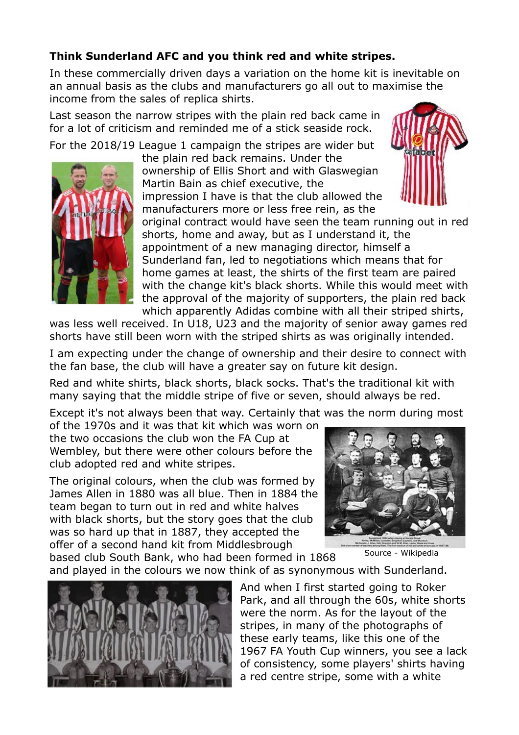**Think Sunderland AFC and you think red and white stripes.**

In these commercially driven days a variation on the home kit is inevitable on an annual basis as the clubs and manufacturers go all out to maximise the income from the sales of replica shirts.

Last season the narrow stripes with the plain red back came in for a lot of criticism and reminded me of a stick seaside rock.

For the 2018/19 League 1 campaign the stripes are wider but the plain red back remains. Under the ownership of Ellis Short and with Glaswegian Martin Bain as chief executive, the impression I have is that the club allowed the manufacturers more or less free rein, as the original contract would have seen the team running out in red shorts, home and away, but as I understand it, the appointment of a new managing director, himself a Sunderland fan, led to negotiations which means that for home games at least, the shirts of the first team are paired with the change kit's black shorts. While this would meet with the approval of the majority of supporters, the plain red back which apparently Adidas combine with all their striped shirts, was less well received. In U18, U23 and the majority of senior away games red shorts have still been worn with the striped shirts as was originally intended.

I am expecting under the change of ownership and their desire to connect with the fan base, the club will have a greater say on future kit design.

Red and white shirts, black shorts, black socks. That's the traditional kit with many saying that the middle stripe of five or seven, should always be red.

Except it's not always been that way. Certainly that was the norm during most of the 1970s and it was that kit which was worn on the two occasions the club won the FA Cup at Wembley, but there were other colours before the club adopted red and white stripes.

The original colours, when the club was formed by James Allen in 1880 was all blue. Then in 1884 the team began to turn out in red and white halves with black shorts, but the story goes that the club was so hard up that in 1887, they accepted the offer of a second hand kit from Middlesbrough based club South Bank, who had been formed in 1868 and played in the colours we now think of as synonymous with Sunderland.

Source - Wikipedia

And when I first started going to Roker Park, and all through the 60s, white shorts were the norm. As for the layout of the stripes, in many of the photographs of these early teams, like this one of the 1967 FA Youth Cup winners, you see a lack of consistency, some players' shirts having a red centre stripe, some with a white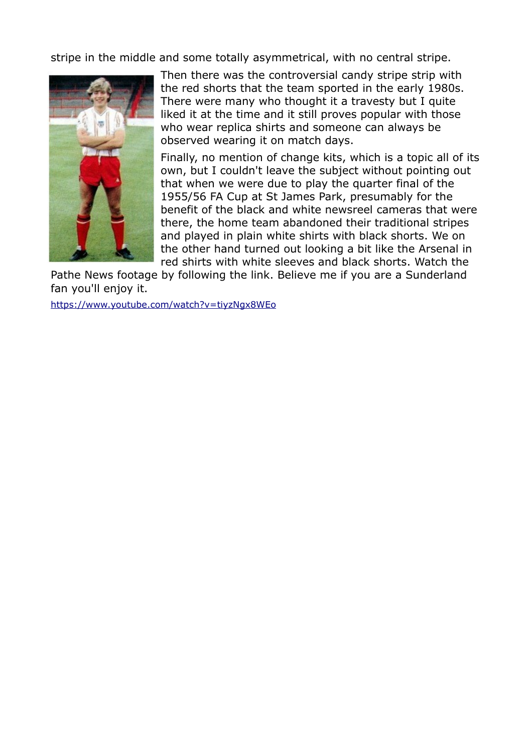stripe in the middle and some totally asymmetrical, with no central stripe.

Then there was the controversial candy stripe strip with the red shorts that the team sported in the early 1980s. There were many who thought it a travesty but I quite liked it at the time and it still proves popular with those who wear replica shirts and someone can always be observed wearing it on match days.

Finally, no mention of change kits, which is a topic all of its own, but I couldn't leave the subject without pointing out that when we were due to play the quarter final of the 1955/56 FA Cup at St James Park, presumably for the benefit of the black and white newsreel cameras that were there, the home team abandoned their traditional stripes and played in plain white shirts with black shorts. We on the other hand turned out looking a bit like the Arsenal in red shirts with white sleeves and black shorts. Watch the Pathe News footage by following the link. Believe me if you are a Sunderland fan you'll enjoy it.

https://www.youtube.com/watch?v=tiyzNgx8WEo